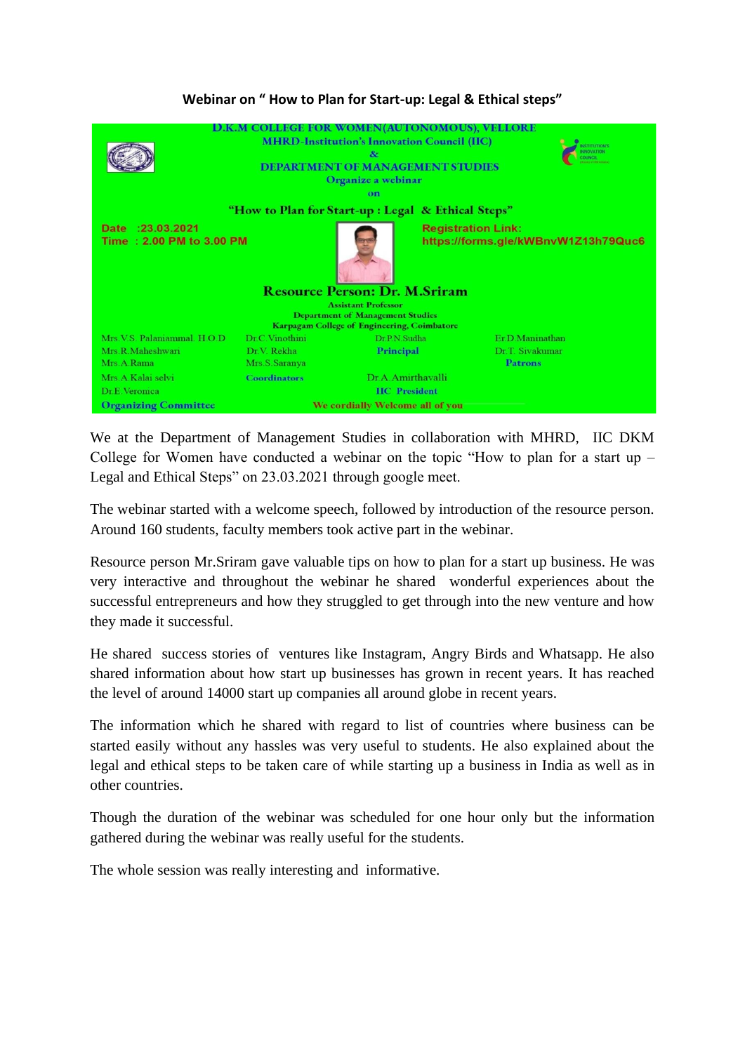# Webinar on " How to Plan for Start-up: Legal & Ethical steps"

D.K.M COLLEGE FOR WOMEN(AUTONOMOUS), VELLORE
MHRD-Institution's Innovation Council (IIC)
&
DEPARTMENT OF MANAGEMENT STUDIES
Organize a webinar
on

"How to Plan for Start-up : Legal & Ethical Steps"

Date :23.03.2021
Time : 2.00 PM to 3.00 PM

Registration Link:
https://forms.gle/kWBnvW1Z13h79Quc6

Resource Person: Dr. M.Sriram
Assistant Professor
Department of Management Studies
Karpagam College of Engineering, Coimbatore

| Organizing Committee | Coordinators | | Patrons |
|---|---|---|---|
| Mrs.V.S. Palaniammal. H.O.D | Dr.C.Vinothini | Dr.P.N.Sudha | Er.D.Maninathan |
| Mrs.R.Maheshwari | Dr.V. Rekha | Principal | Dr.T. Sivakumar |
| Mrs.A.Rama | Mrs.S.Saranya | | |
| Mrs.A.Kalai selvi | | Dr.A. Amirthavalli | |
| Dr.E.Veronica | | IIC President | |

We cordially Welcome all of you

We at the Department of Management Studies in collaboration with MHRD, IIC DKM College for Women have conducted a webinar on the topic "How to plan for a start up – Legal and Ethical Steps" on 23.03.2021 through google meet.

The webinar started with a welcome speech, followed by introduction of the resource person. Around 160 students, faculty members took active part in the webinar.

Resource person Mr.Sriram gave valuable tips on how to plan for a start up business. He was very interactive and throughout the webinar he shared wonderful experiences about the successful entrepreneurs and how they struggled to get through into the new venture and how they made it successful.

He shared success stories of ventures like Instagram, Angry Birds and Whatsapp. He also shared information about how start up businesses has grown in recent years. It has reached the level of around 14000 start up companies all around globe in recent years.

The information which he shared with regard to list of countries where business can be started easily without any hassles was very useful to students. He also explained about the legal and ethical steps to be taken care of while starting up a business in India as well as in other countries.

Though the duration of the webinar was scheduled for one hour only but the information gathered during the webinar was really useful for the students.

The whole session was really interesting and informative.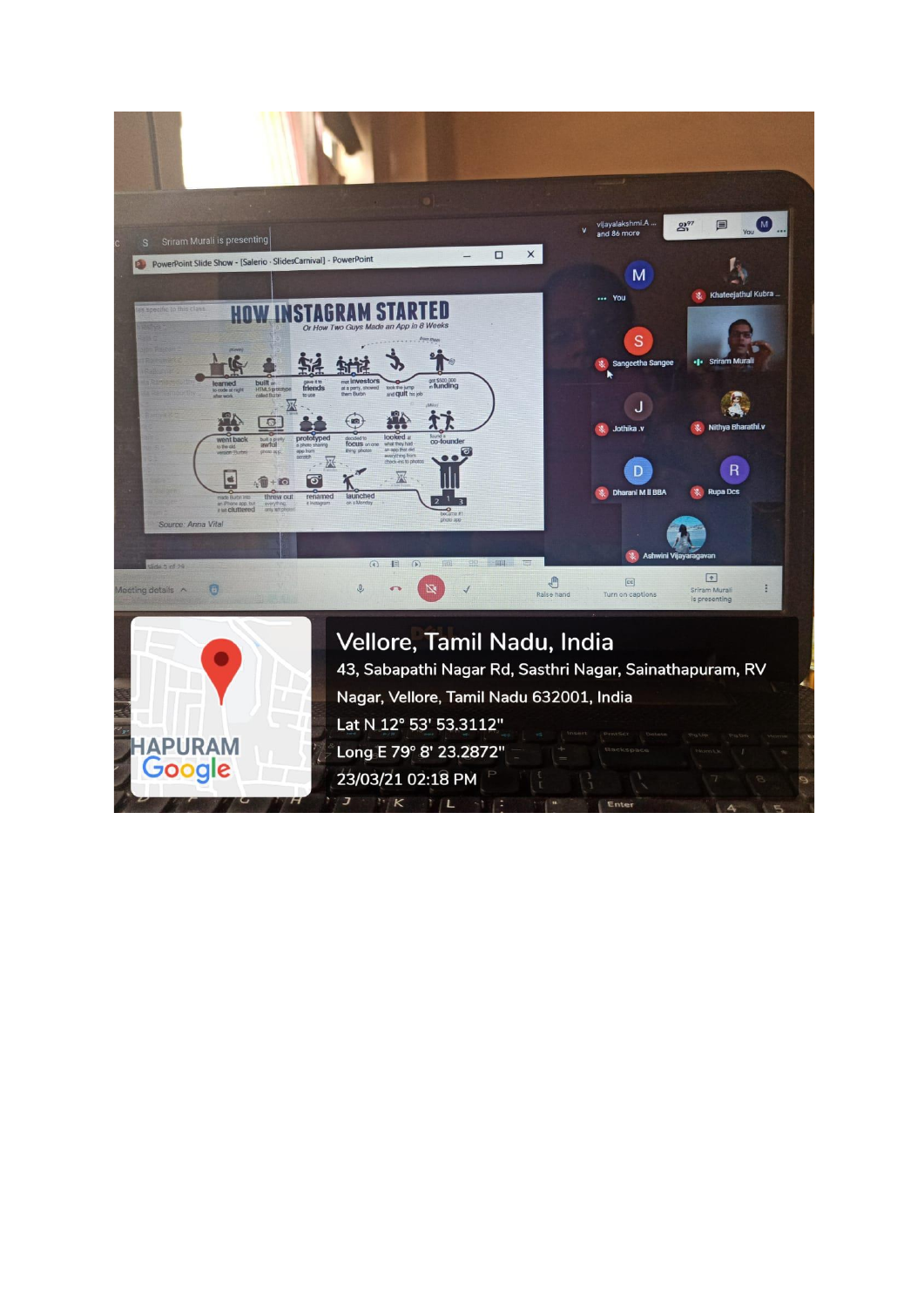Vellore, Tamil Nadu, India

43, Sabapathi Nagar Rd, Sasthri Nagar, Sainathapuram, RV Nagar, Vellore, Tamil Nadu 632001, India

Lat N 12° 53' 53.3112"

Long E 79° 8' 23.2872"

23/03/21 02:18 PM